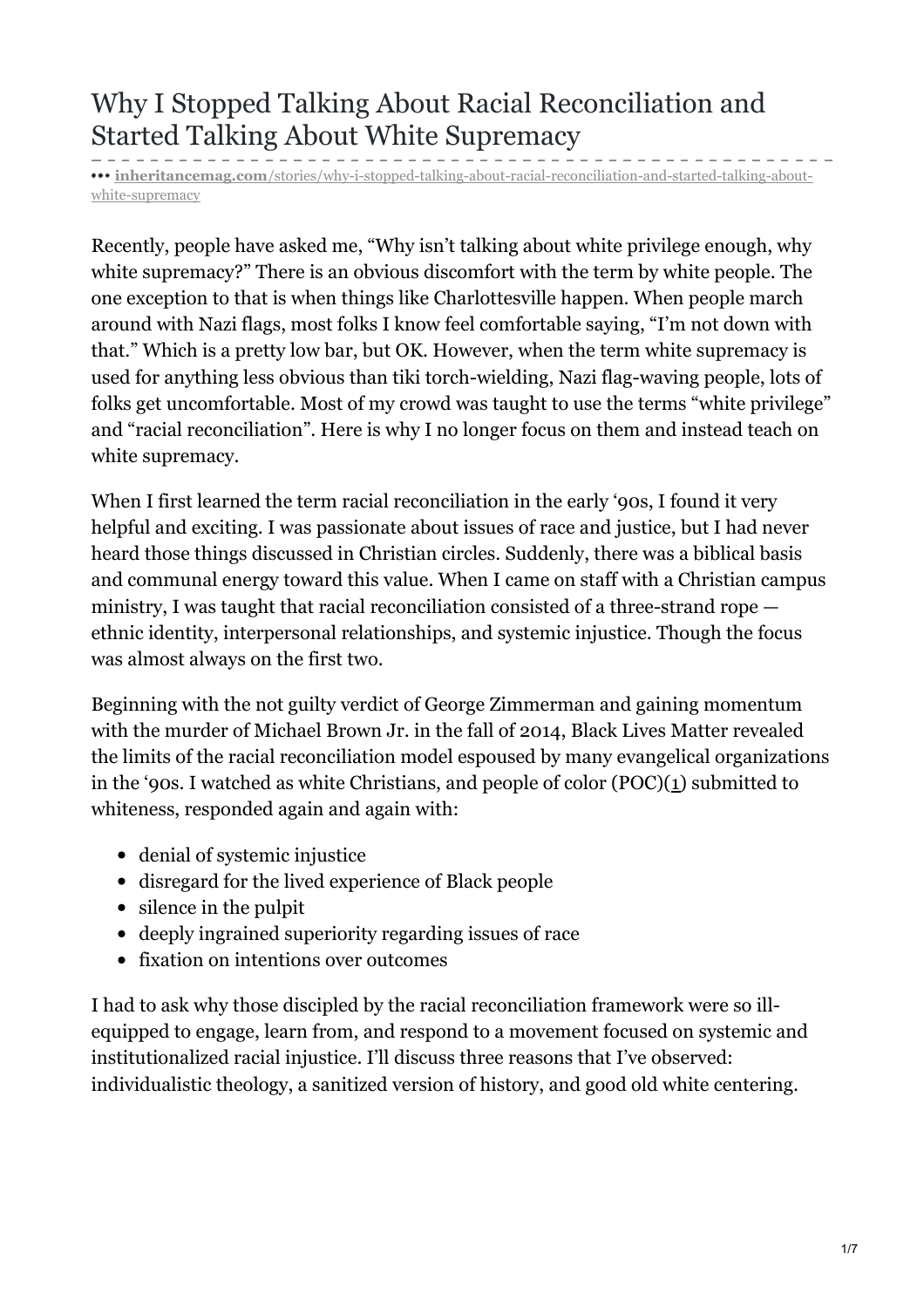# Why I Stopped Talking About Racial Reconciliation and Started Talking About White Supremacy

**inheritancemag.com**/stories/why-i-stopped-talking-about-racial-reconciliation-and-started-talking-about-white-supremacy

Recently, people have asked me, "Why isn't talking about white privilege enough, why white supremacy?" There is an obvious discomfort with the term by white people. The one exception to that is when things like Charlottesville happen. When people march around with Nazi flags, most folks I know feel comfortable saying, "I'm not down with that." Which is a pretty low bar, but OK. However, when the term white supremacy is used for anything less obvious than tiki torch-wielding, Nazi flag-waving people, lots of folks get uncomfortable. Most of my crowd was taught to use the terms "white privilege" and "racial reconciliation". Here is why I no longer focus on them and instead teach on white supremacy.

When I first learned the term racial reconciliation in the early '90s, I found it very helpful and exciting. I was passionate about issues of race and justice, but I had never heard those things discussed in Christian circles. Suddenly, there was a biblical basis and communal energy toward this value. When I came on staff with a Christian campus ministry, I was taught that racial reconciliation consisted of a three-strand rope — ethnic identity, interpersonal relationships, and systemic injustice. Though the focus was almost always on the first two.

Beginning with the not guilty verdict of George Zimmerman and gaining momentum with the murder of Michael Brown Jr. in the fall of 2014, Black Lives Matter revealed the limits of the racial reconciliation model espoused by many evangelical organizations in the '90s. I watched as white Christians, and people of color (POC)(1) submitted to whiteness, responded again and again with:

- denial of systemic injustice
- disregard for the lived experience of Black people
- silence in the pulpit
- deeply ingrained superiority regarding issues of race
- fixation on intentions over outcomes

I had to ask why those discipled by the racial reconciliation framework were so ill-equipped to engage, learn from, and respond to a movement focused on systemic and institutionalized racial injustice. I'll discuss three reasons that I've observed: individualistic theology, a sanitized version of history, and good old white centering.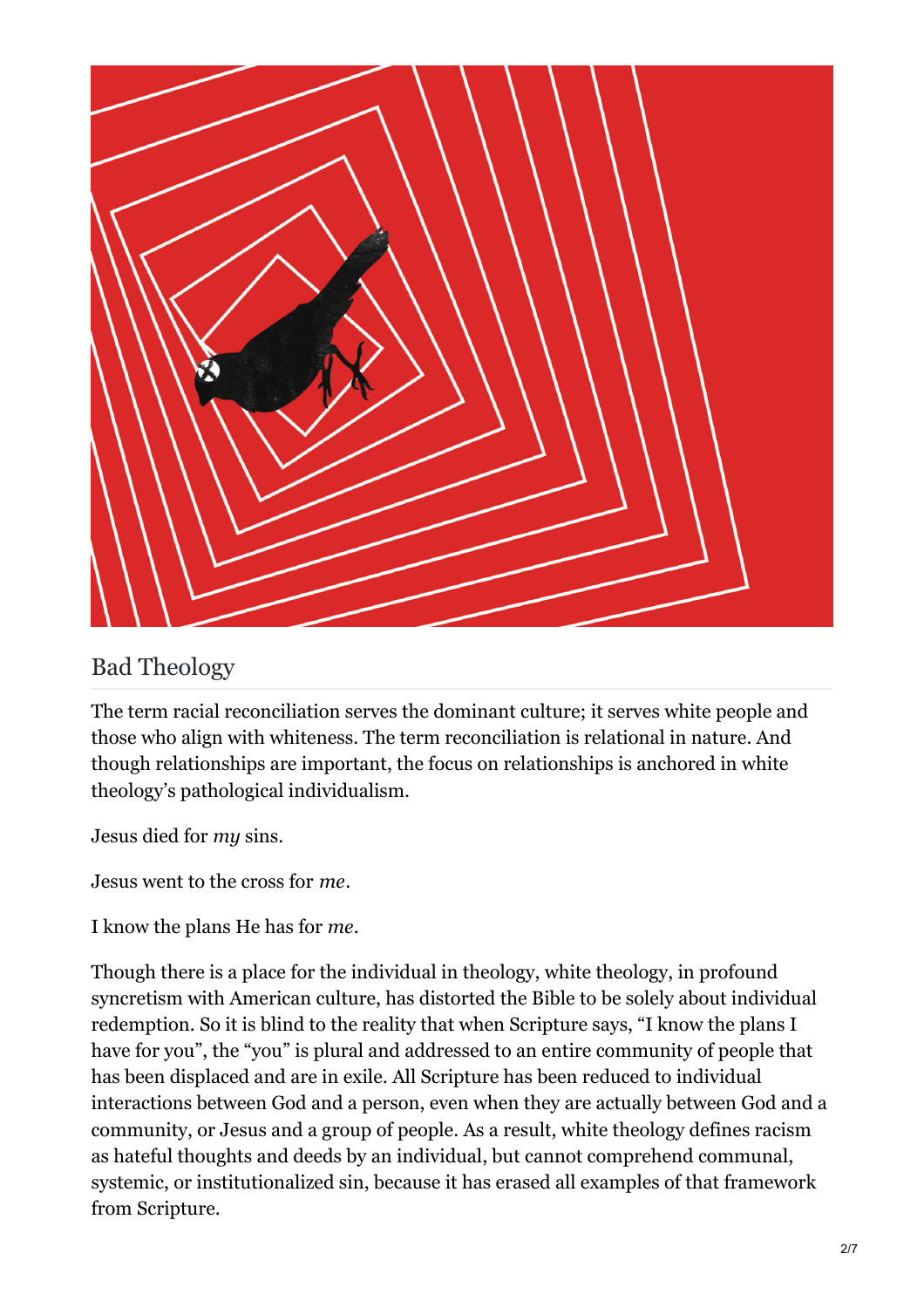## Bad Theology

The term racial reconciliation serves the dominant culture; it serves white people and those who align with whiteness. The term reconciliation is relational in nature. And though relationships are important, the focus on relationships is anchored in white theology's pathological individualism.

Jesus died for *my* sins.

Jesus went to the cross for *me*.

I know the plans He has for *me*.

Though there is a place for the individual in theology, white theology, in profound syncretism with American culture, has distorted the Bible to be solely about individual redemption. So it is blind to the reality that when Scripture says, "I know the plans I have for you", the "you" is plural and addressed to an entire community of people that has been displaced and are in exile. All Scripture has been reduced to individual interactions between God and a person, even when they are actually between God and a community, or Jesus and a group of people. As a result, white theology defines racism as hateful thoughts and deeds by an individual, but cannot comprehend communal, systemic, or institutionalized sin, because it has erased all examples of that framework from Scripture.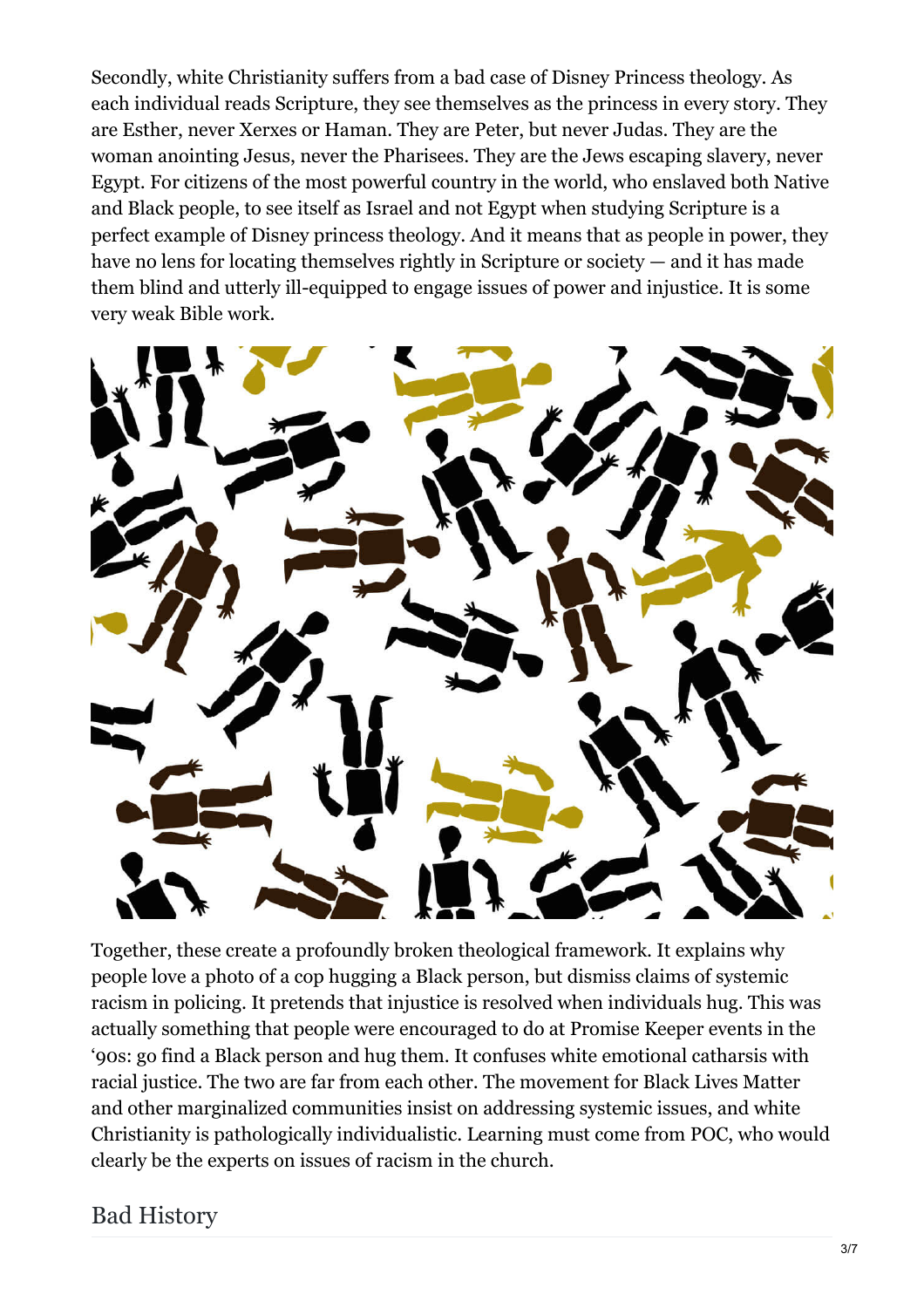Secondly, white Christianity suffers from a bad case of Disney Princess theology. As each individual reads Scripture, they see themselves as the princess in every story. They are Esther, never Xerxes or Haman. They are Peter, but never Judas. They are the woman anointing Jesus, never the Pharisees. They are the Jews escaping slavery, never Egypt. For citizens of the most powerful country in the world, who enslaved both Native and Black people, to see itself as Israel and not Egypt when studying Scripture is a perfect example of Disney princess theology. And it means that as people in power, they have no lens for locating themselves rightly in Scripture or society — and it has made them blind and utterly ill-equipped to engage issues of power and injustice. It is some very weak Bible work.

Together, these create a profoundly broken theological framework. It explains why people love a photo of a cop hugging a Black person, but dismiss claims of systemic racism in policing. It pretends that injustice is resolved when individuals hug. This was actually something that people were encouraged to do at Promise Keeper events in the '90s: go find a Black person and hug them. It confuses white emotional catharsis with racial justice. The two are far from each other. The movement for Black Lives Matter and other marginalized communities insist on addressing systemic issues, and white Christianity is pathologically individualistic. Learning must come from POC, who would clearly be the experts on issues of racism in the church.

## Bad History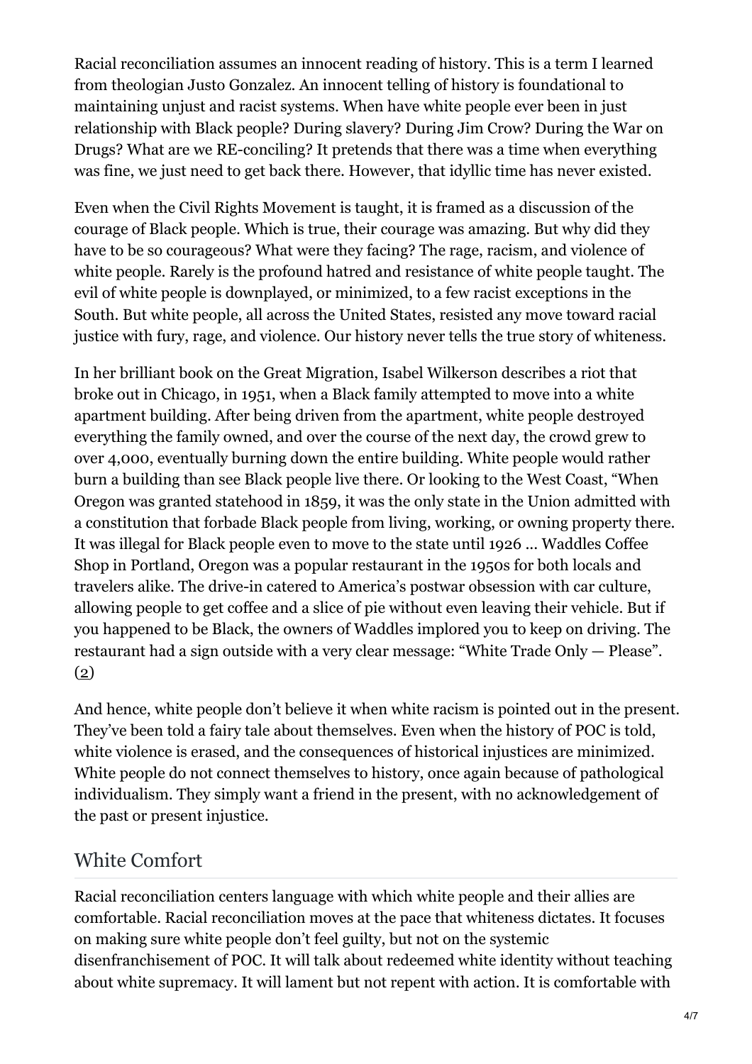Racial reconciliation assumes an innocent reading of history. This is a term I learned from theologian Justo Gonzalez. An innocent telling of history is foundational to maintaining unjust and racist systems. When have white people ever been in just relationship with Black people? During slavery? During Jim Crow? During the War on Drugs? What are we RE-conciling? It pretends that there was a time when everything was fine, we just need to get back there. However, that idyllic time has never existed.

Even when the Civil Rights Movement is taught, it is framed as a discussion of the courage of Black people. Which is true, their courage was amazing. But why did they have to be so courageous? What were they facing? The rage, racism, and violence of white people. Rarely is the profound hatred and resistance of white people taught. The evil of white people is downplayed, or minimized, to a few racist exceptions in the South. But white people, all across the United States, resisted any move toward racial justice with fury, rage, and violence. Our history never tells the true story of whiteness.

In her brilliant book on the Great Migration, Isabel Wilkerson describes a riot that broke out in Chicago, in 1951, when a Black family attempted to move into a white apartment building. After being driven from the apartment, white people destroyed everything the family owned, and over the course of the next day, the crowd grew to over 4,000, eventually burning down the entire building. White people would rather burn a building than see Black people live there. Or looking to the West Coast, "When Oregon was granted statehood in 1859, it was the only state in the Union admitted with a constitution that forbade Black people from living, working, or owning property there. It was illegal for Black people even to move to the state until 1926 … Waddles Coffee Shop in Portland, Oregon was a popular restaurant in the 1950s for both locals and travelers alike. The drive-in catered to America's postwar obsession with car culture, allowing people to get coffee and a slice of pie without even leaving their vehicle. But if you happened to be Black, the owners of Waddles implored you to keep on driving. The restaurant had a sign outside with a very clear message: "White Trade Only — Please". (2)

And hence, white people don't believe it when white racism is pointed out in the present. They've been told a fairy tale about themselves. Even when the history of POC is told, white violence is erased, and the consequences of historical injustices are minimized. White people do not connect themselves to history, once again because of pathological individualism. They simply want a friend in the present, with no acknowledgement of the past or present injustice.

## White Comfort

Racial reconciliation centers language with which white people and their allies are comfortable. Racial reconciliation moves at the pace that whiteness dictates. It focuses on making sure white people don't feel guilty, but not on the systemic disenfranchisement of POC. It will talk about redeemed white identity without teaching about white supremacy. It will lament but not repent with action. It is comfortable with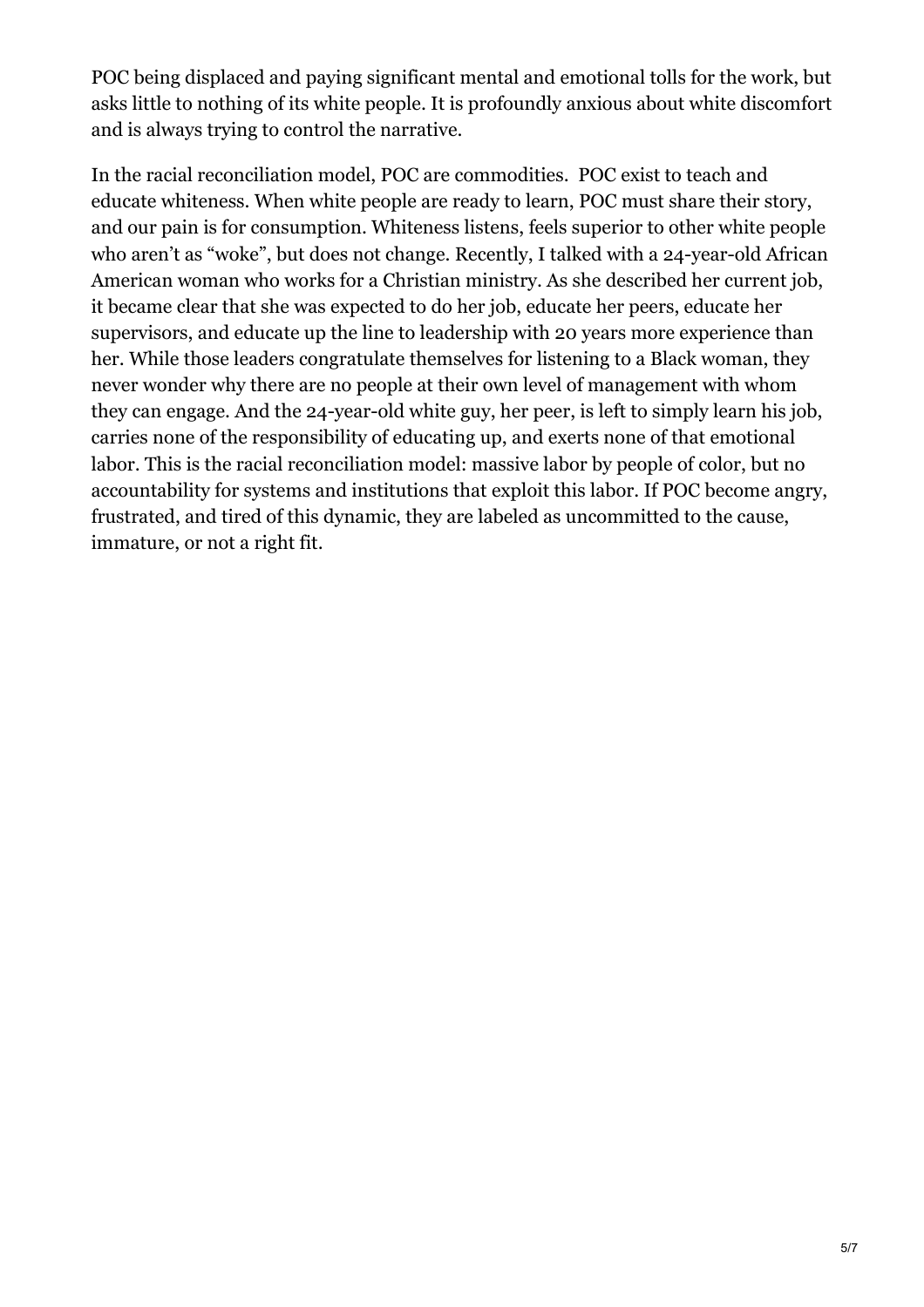POC being displaced and paying significant mental and emotional tolls for the work, but asks little to nothing of its white people. It is profoundly anxious about white discomfort and is always trying to control the narrative.

In the racial reconciliation model, POC are commodities.  POC exist to teach and educate whiteness. When white people are ready to learn, POC must share their story, and our pain is for consumption. Whiteness listens, feels superior to other white people who aren't as "woke", but does not change. Recently, I talked with a 24-year-old African American woman who works for a Christian ministry. As she described her current job, it became clear that she was expected to do her job, educate her peers, educate her supervisors, and educate up the line to leadership with 20 years more experience than her. While those leaders congratulate themselves for listening to a Black woman, they never wonder why there are no people at their own level of management with whom they can engage. And the 24-year-old white guy, her peer, is left to simply learn his job, carries none of the responsibility of educating up, and exerts none of that emotional labor. This is the racial reconciliation model: massive labor by people of color, but no accountability for systems and institutions that exploit this labor. If POC become angry, frustrated, and tired of this dynamic, they are labeled as uncommitted to the cause, immature, or not a right fit.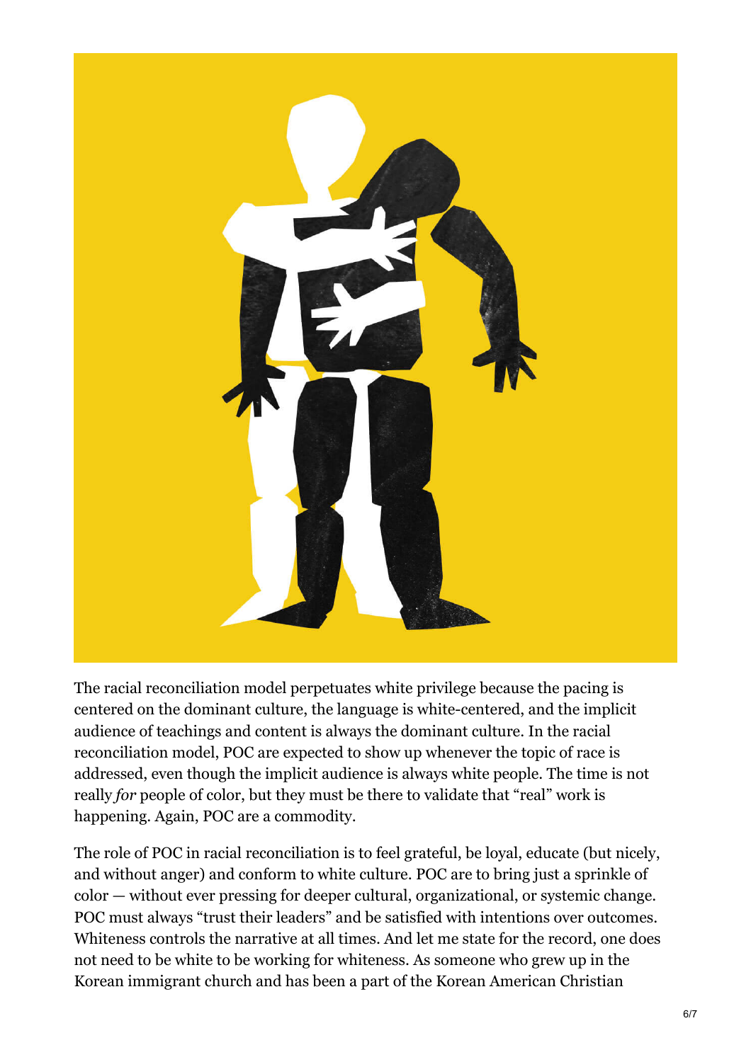The racial reconciliation model perpetuates white privilege because the pacing is centered on the dominant culture, the language is white-centered, and the implicit audience of teachings and content is always the dominant culture. In the racial reconciliation model, POC are expected to show up whenever the topic of race is addressed, even though the implicit audience is always white people. The time is not really *for* people of color, but they must be there to validate that "real" work is happening. Again, POC are a commodity.

The role of POC in racial reconciliation is to feel grateful, be loyal, educate (but nicely, and without anger) and conform to white culture. POC are to bring just a sprinkle of color — without ever pressing for deeper cultural, organizational, or systemic change. POC must always "trust their leaders" and be satisfied with intentions over outcomes. Whiteness controls the narrative at all times. And let me state for the record, one does not need to be white to be working for whiteness. As someone who grew up in the Korean immigrant church and has been a part of the Korean American Christian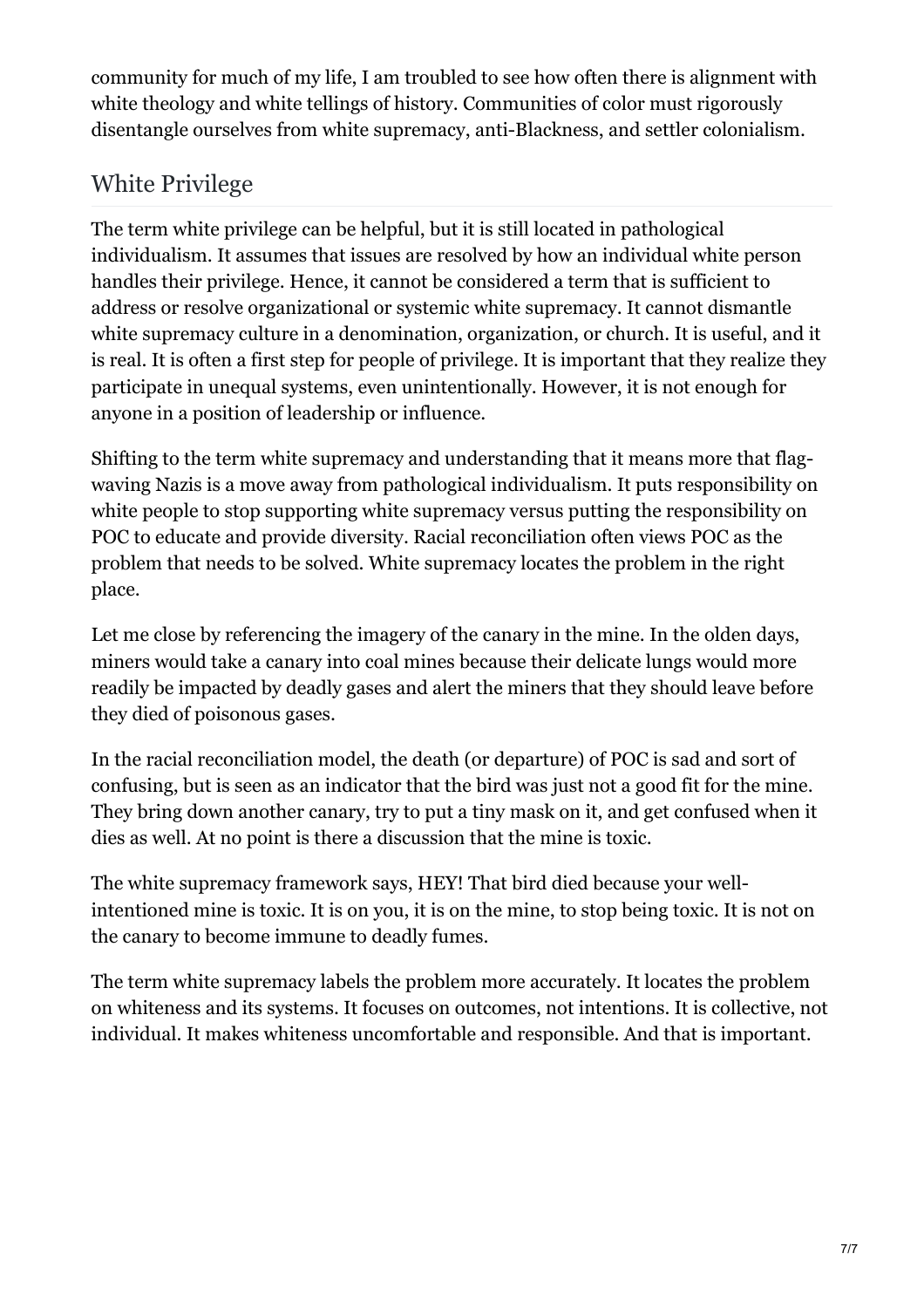community for much of my life, I am troubled to see how often there is alignment with white theology and white tellings of history. Communities of color must rigorously disentangle ourselves from white supremacy, anti-Blackness, and settler colonialism.

## White Privilege

The term white privilege can be helpful, but it is still located in pathological individualism. It assumes that issues are resolved by how an individual white person handles their privilege. Hence, it cannot be considered a term that is sufficient to address or resolve organizational or systemic white supremacy. It cannot dismantle white supremacy culture in a denomination, organization, or church. It is useful, and it is real. It is often a first step for people of privilege. It is important that they realize they participate in unequal systems, even unintentionally. However, it is not enough for anyone in a position of leadership or influence.

Shifting to the term white supremacy and understanding that it means more that flag-waving Nazis is a move away from pathological individualism. It puts responsibility on white people to stop supporting white supremacy versus putting the responsibility on POC to educate and provide diversity. Racial reconciliation often views POC as the problem that needs to be solved. White supremacy locates the problem in the right place.

Let me close by referencing the imagery of the canary in the mine. In the olden days, miners would take a canary into coal mines because their delicate lungs would more readily be impacted by deadly gases and alert the miners that they should leave before they died of poisonous gases.

In the racial reconciliation model, the death (or departure) of POC is sad and sort of confusing, but is seen as an indicator that the bird was just not a good fit for the mine. They bring down another canary, try to put a tiny mask on it, and get confused when it dies as well. At no point is there a discussion that the mine is toxic.

The white supremacy framework says, HEY! That bird died because your well-intentioned mine is toxic. It is on you, it is on the mine, to stop being toxic. It is not on the canary to become immune to deadly fumes.

The term white supremacy labels the problem more accurately. It locates the problem on whiteness and its systems. It focuses on outcomes, not intentions. It is collective, not individual. It makes whiteness uncomfortable and responsible. And that is important.